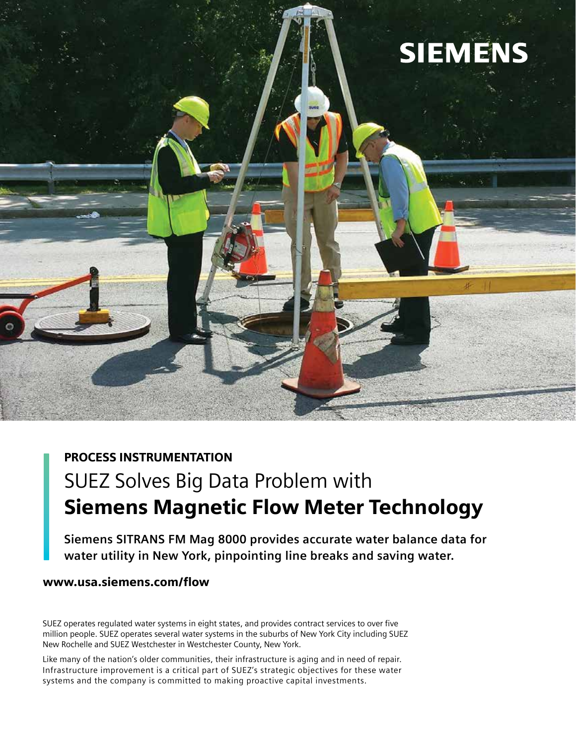**PROCESS INSTRUMENTATION**

# SUEZ Solves Big Data Problem with **Siemens Magnetic Flow Meter Technology**

**Siemens SITRANS FM Mag 8000 provides accurate water balance data for water utility in New York, pinpointing line breaks and saving water.**

**www.usa.siemens.com/flow**

SUEZ operates regulated water systems in eight states, and provides contract services to over five million people. SUEZ operates several water systems in the suburbs of New York City including SUEZ New Rochelle and SUEZ Westchester in Westchester County, New York.

Like many of the nation's older communities, their infrastructure is aging and in need of repair. Infrastructure improvement is a critical part of SUEZ's strategic objectives for these water systems and the company is committed to making proactive capital investments.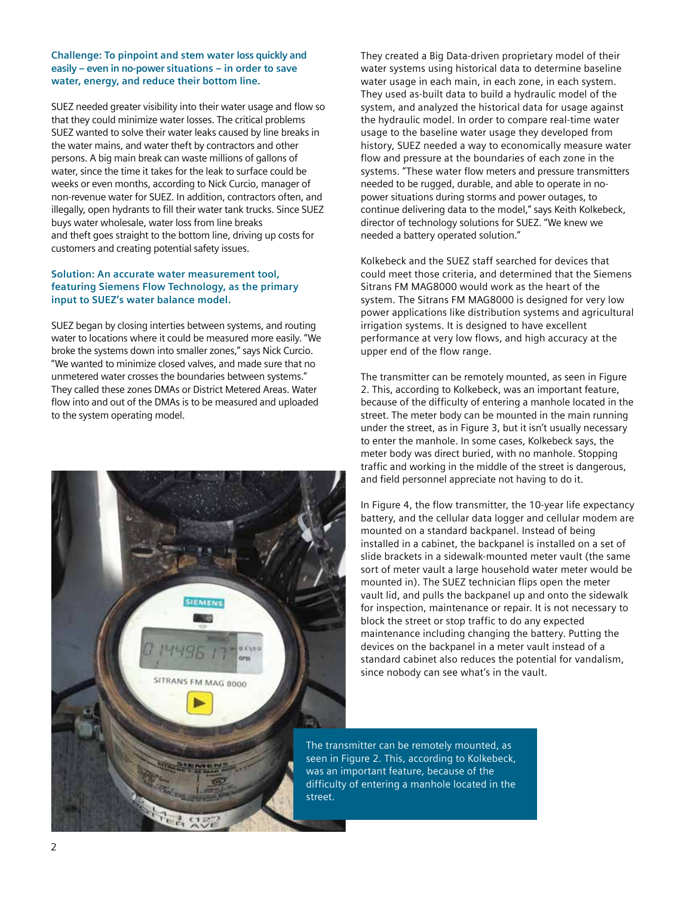### Challenge: To pinpoint and stem water loss quickly and easily – even in no-power situations – in order to save water, energy, and reduce their bottom line.

SUEZ needed greater visibility into their water usage and flow so that they could minimize water losses. The critical problems SUEZ wanted to solve their water leaks caused by line breaks in the water mains, and water theft by contractors and other persons. A big main break can waste millions of gallons of water, since the time it takes for the leak to surface could be weeks or even months, according to Nick Curcio, manager of non-revenue water for SUEZ. In addition, contractors often, and illegally, open hydrants to fill their water tank trucks. Since SUEZ buys water wholesale, water loss from line breaks and theft goes straight to the bottom line, driving up costs for customers and creating potential safety issues.

### Solution: An accurate water measurement tool, featuring Siemens Flow Technology, as the primary input to SUEZ's water balance model.

SUEZ began by closing interties between systems, and routing water to locations where it could be measured more easily. "We broke the systems down into smaller zones," says Nick Curcio. "We wanted to minimize closed valves, and made sure that no unmetered water crosses the boundaries between systems." They called these zones DMAs or District Metered Areas. Water flow into and out of the DMAs is to be measured and uploaded to the system operating model.

They created a Big Data-driven proprietary model of their water systems using historical data to determine baseline water usage in each main, in each zone, in each system. They used as-built data to build a hydraulic model of the system, and analyzed the historical data for usage against the hydraulic model. In order to compare real-time water usage to the baseline water usage they developed from history, SUEZ needed a way to economically measure water flow and pressure at the boundaries of each zone in the systems. "These water flow meters and pressure transmitters needed to be rugged, durable, and able to operate in no-power situations during storms and power outages, to continue delivering data to the model," says Keith Kolkebeck, director of technology solutions for SUEZ. "We knew we needed a battery operated solution."

Kolkebeck and the SUEZ staff searched for devices that could meet those criteria, and determined that the Siemens Sitrans FM MAG8000 would work as the heart of the system. The Sitrans FM MAG8000 is designed for very low power applications like distribution systems and agricultural irrigation systems. It is designed to have excellent performance at very low flows, and high accuracy at the upper end of the flow range.

The transmitter can be remotely mounted, as seen in Figure 2. This, according to Kolkebeck, was an important feature, because of the difficulty of entering a manhole located in the street. The meter body can be mounted in the main running under the street, as in Figure 3, but it isn't usually necessary to enter the manhole. In some cases, Kolkebeck says, the meter body was direct buried, with no manhole. Stopping traffic and working in the middle of the street is dangerous, and field personnel appreciate not having to do it.

In Figure 4, the flow transmitter, the 10-year life expectancy battery, and the cellular data logger and cellular modem are mounted on a standard backpanel. Instead of being installed in a cabinet, the backpanel is installed on a set of slide brackets in a sidewalk-mounted meter vault (the same sort of meter vault a large household water meter would be mounted in). The SUEZ technician flips open the meter vault lid, and pulls the backpanel up and onto the sidewalk for inspection, maintenance or repair. It is not necessary to block the street or stop traffic to do any expected maintenance including changing the battery. Putting the devices on the backpanel in a meter vault instead of a standard cabinet also reduces the potential for vandalism, since nobody can see what's in the vault.

> The transmitter can be remotely mounted, as seen in Figure 2. This, according to Kolkebeck, was an important feature, because of the difficulty of entering a manhole located in the street.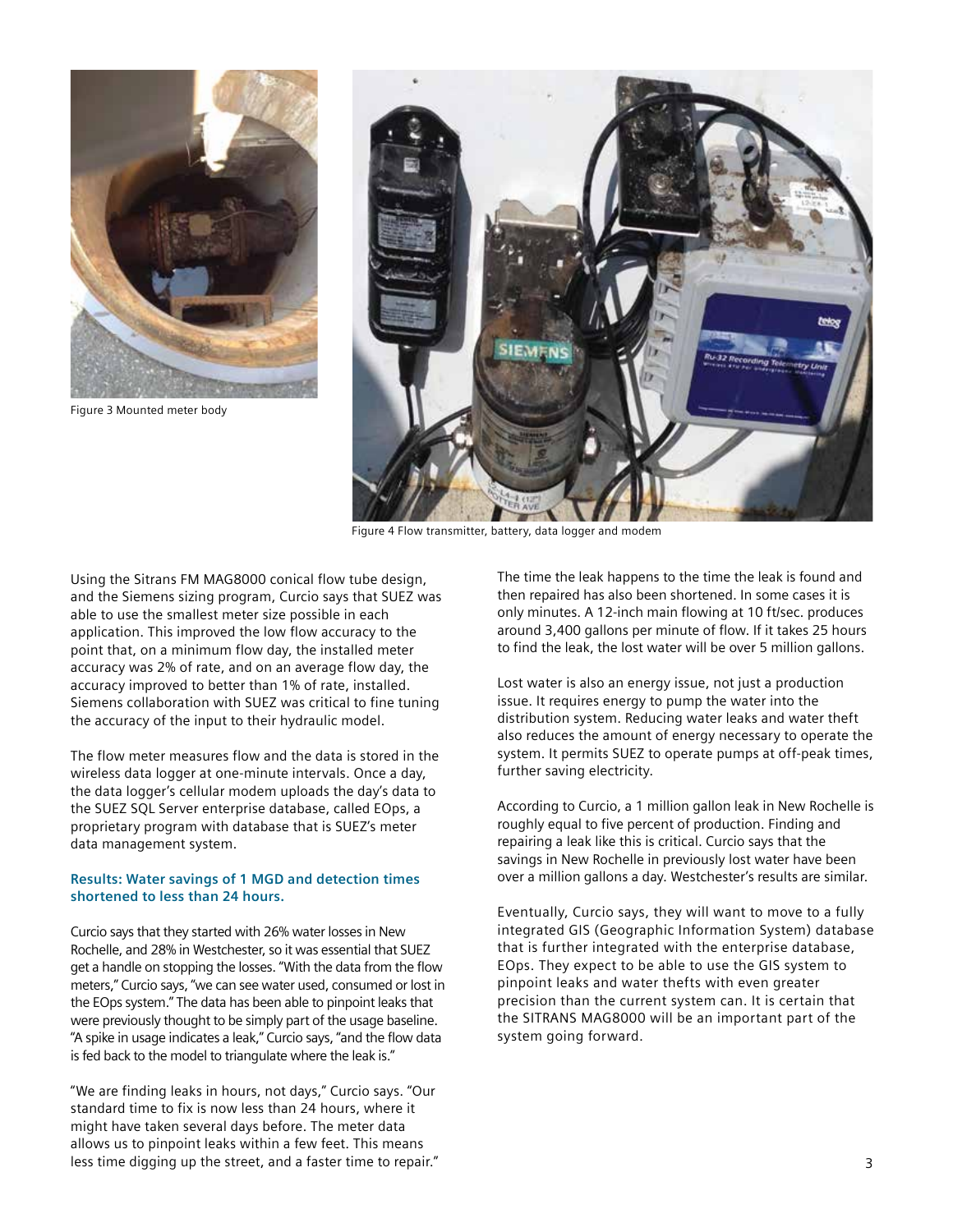Figure 3 Mounted meter body

Figure 4 Flow transmitter, battery, data logger and modem

Using the Sitrans FM MAG8000 conical flow tube design, and the Siemens sizing program, Curcio says that SUEZ was able to use the smallest meter size possible in each application. This improved the low flow accuracy to the point that, on a minimum flow day, the installed meter accuracy was 2% of rate, and on an average flow day, the accuracy improved to better than 1% of rate, installed. Siemens collaboration with SUEZ was critical to fine tuning the accuracy of the input to their hydraulic model.

The flow meter measures flow and the data is stored in the wireless data logger at one-minute intervals. Once a day, the data logger's cellular modem uploads the day's data to the SUEZ SQL Server enterprise database, called EOps, a proprietary program with database that is SUEZ's meter data management system.

### Results: Water savings of 1 MGD and detection times shortened to less than 24 hours.

Curcio says that they started with 26% water losses in New Rochelle, and 28% in Westchester, so it was essential that SUEZ get a handle on stopping the losses. "With the data from the flow meters," Curcio says, "we can see water used, consumed or lost in the EOps system." The data has been able to pinpoint leaks that were previously thought to be simply part of the usage baseline. "A spike in usage indicates a leak," Curcio says, "and the flow data is fed back to the model to triangulate where the leak is."

"We are finding leaks in hours, not days," Curcio says. "Our standard time to fix is now less than 24 hours, where it might have taken several days before. The meter data allows us to pinpoint leaks within a few feet. This means less time digging up the street, and a faster time to repair."

The time the leak happens to the time the leak is found and then repaired has also been shortened. In some cases it is only minutes. A 12-inch main flowing at 10 ft/sec. produces around 3,400 gallons per minute of flow. If it takes 25 hours to find the leak, the lost water will be over 5 million gallons.

Lost water is also an energy issue, not just a production issue. It requires energy to pump the water into the distribution system. Reducing water leaks and water theft also reduces the amount of energy necessary to operate the system. It permits SUEZ to operate pumps at off-peak times, further saving electricity.

According to Curcio, a 1 million gallon leak in New Rochelle is roughly equal to five percent of production. Finding and repairing a leak like this is critical. Curcio says that the savings in New Rochelle in previously lost water have been over a million gallons a day. Westchester's results are similar.

Eventually, Curcio says, they will want to move to a fully integrated GIS (Geographic Information System) database that is further integrated with the enterprise database, EOps. They expect to be able to use the GIS system to pinpoint leaks and water thefts with even greater precision than the current system can. It is certain that the SITRANS MAG8000 will be an important part of the system going forward.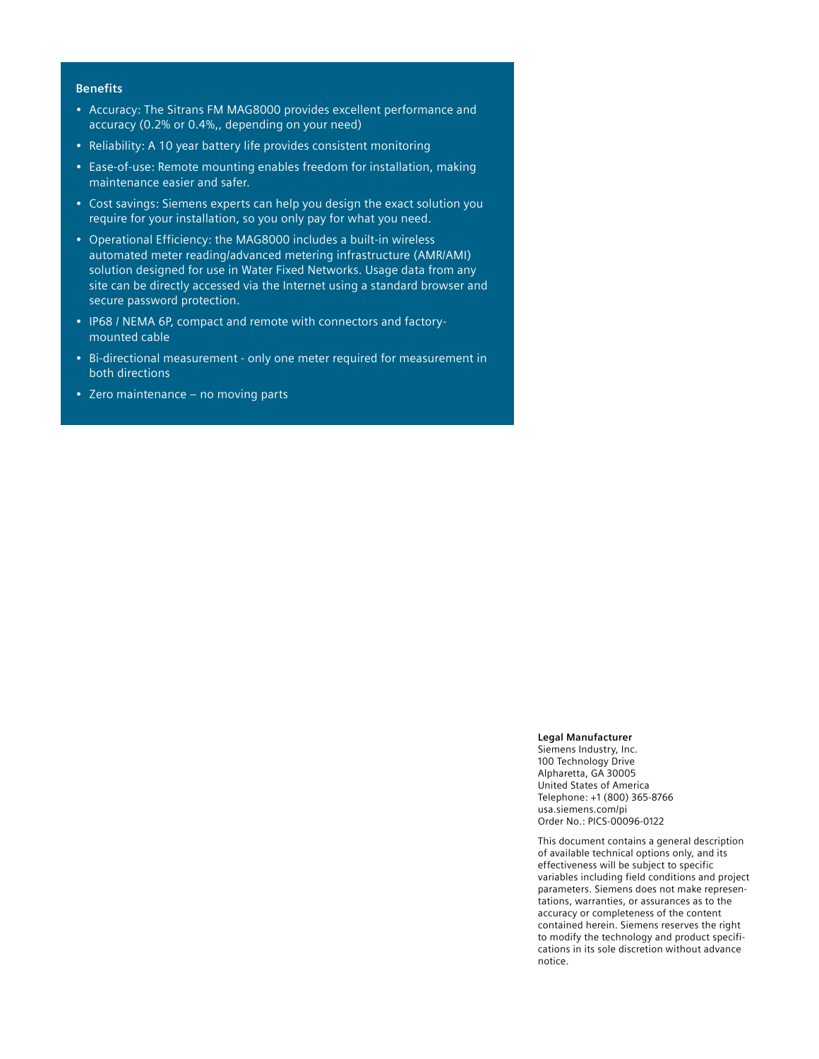## Benefits

- Accuracy: The Sitrans FM MAG8000 provides excellent performance and accuracy (0.2% or 0.4%,, depending on your need)
- Reliability: A 10 year battery life provides consistent monitoring
- Ease-of-use: Remote mounting enables freedom for installation, making maintenance easier and safer.
- Cost savings: Siemens experts can help you design the exact solution you require for your installation, so you only pay for what you need.
- Operational Efficiency: the MAG8000 includes a built-in wireless automated meter reading/advanced metering infrastructure (AMR/AMI) solution designed for use in Water Fixed Networks. Usage data from any site can be directly accessed via the Internet using a standard browser and secure password protection.
- IP68 / NEMA 6P, compact and remote with connectors and factory-mounted cable
- Bi-directional measurement - only one meter required for measurement in both directions
- Zero maintenance – no moving parts

**Legal Manufacturer**
Siemens Industry, Inc.
100 Technology Drive
Alpharetta, GA 30005
United States of America
Telephone: +1 (800) 365-8766
usa.siemens.com/pi
Order No.: PICS-00096-0122

This document contains a general description of available technical options only, and its effectiveness will be subject to specific variables including field conditions and project parameters. Siemens does not make representations, warranties, or assurances as to the accuracy or completeness of the content contained herein. Siemens reserves the right to modify the technology and product specifications in its sole discretion without advance notice.